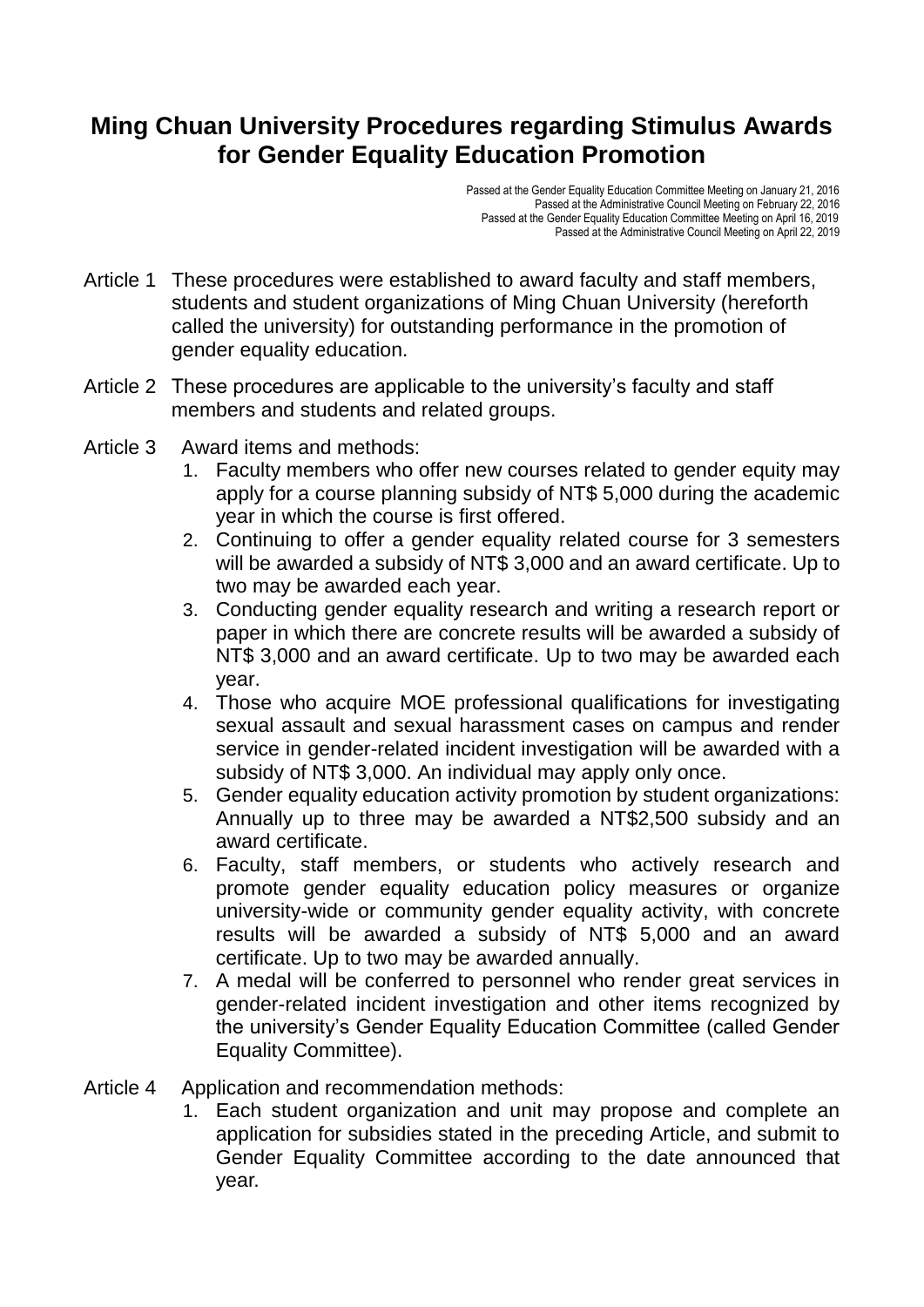# Ming Chuan University Procedures regarding Stimulus Awards for Gender Equality Education Promotion

Passed at the Gender Equality Education Committee Meeting on January 21, 2016
Passed at the Administrative Council Meeting on February 22, 2016
Passed at the Gender Equality Education Committee Meeting on April 16, 2019
Passed at the Administrative Council Meeting on April 22, 2019

Article 1 These procedures were established to award faculty and staff members, students and student organizations of Ming Chuan University (hereforth called the university) for outstanding performance in the promotion of gender equality education.

Article 2 These procedures are applicable to the university's faculty and staff members and students and related groups.

Article 3 Award items and methods:

1. Faculty members who offer new courses related to gender equity may apply for a course planning subsidy of NT$ 5,000 during the academic year in which the course is first offered.
2. Continuing to offer a gender equality related course for 3 semesters will be awarded a subsidy of NT$ 3,000 and an award certificate. Up to two may be awarded each year.
3. Conducting gender equality research and writing a research report or paper in which there are concrete results will be awarded a subsidy of NT$ 3,000 and an award certificate. Up to two may be awarded each year.
4. Those who acquire MOE professional qualifications for investigating sexual assault and sexual harassment cases on campus and render service in gender-related incident investigation will be awarded with a subsidy of NT$ 3,000. An individual may apply only once.
5. Gender equality education activity promotion by student organizations: Annually up to three may be awarded a NT$2,500 subsidy and an award certificate.
6. Faculty, staff members, or students who actively research and promote gender equality education policy measures or organize university-wide or community gender equality activity, with concrete results will be awarded a subsidy of NT$ 5,000 and an award certificate. Up to two may be awarded annually.
7. A medal will be conferred to personnel who render great services in gender-related incident investigation and other items recognized by the university's Gender Equality Education Committee (called Gender Equality Committee).

Article 4 Application and recommendation methods:

1. Each student organization and unit may propose and complete an application for subsidies stated in the preceding Article, and submit to Gender Equality Committee according to the date announced that year.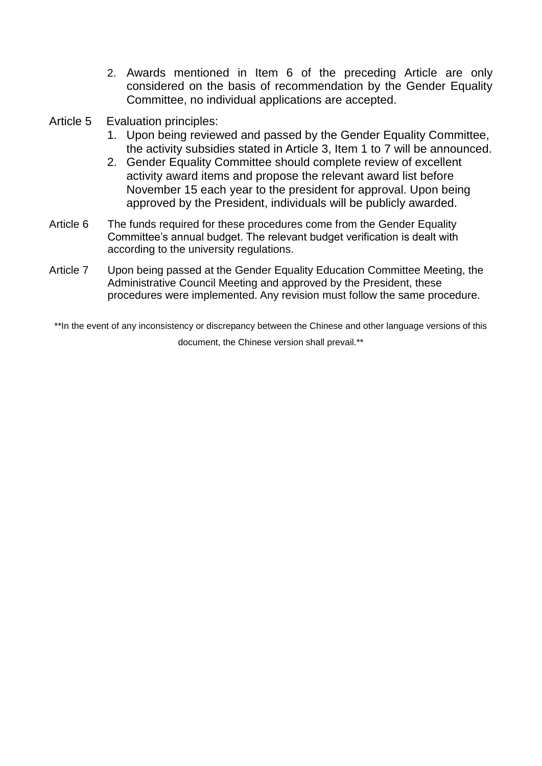2. Awards mentioned in Item 6 of the preceding Article are only considered on the basis of recommendation by the Gender Equality Committee, no individual applications are accepted.

Article 5 Evaluation principles:

1. Upon being reviewed and passed by the Gender Equality Committee, the activity subsidies stated in Article 3, Item 1 to 7 will be announced.
2. Gender Equality Committee should complete review of excellent activity award items and propose the relevant award list before November 15 each year to the president for approval. Upon being approved by the President, individuals will be publicly awarded.

Article 6 The funds required for these procedures come from the Gender Equality Committee's annual budget. The relevant budget verification is dealt with according to the university regulations.

Article 7 Upon being passed at the Gender Equality Education Committee Meeting, the Administrative Council Meeting and approved by the President, these procedures were implemented. Any revision must follow the same procedure.

**In the event of any inconsistency or discrepancy between the Chinese and other language versions of this document, the Chinese version shall prevail.**